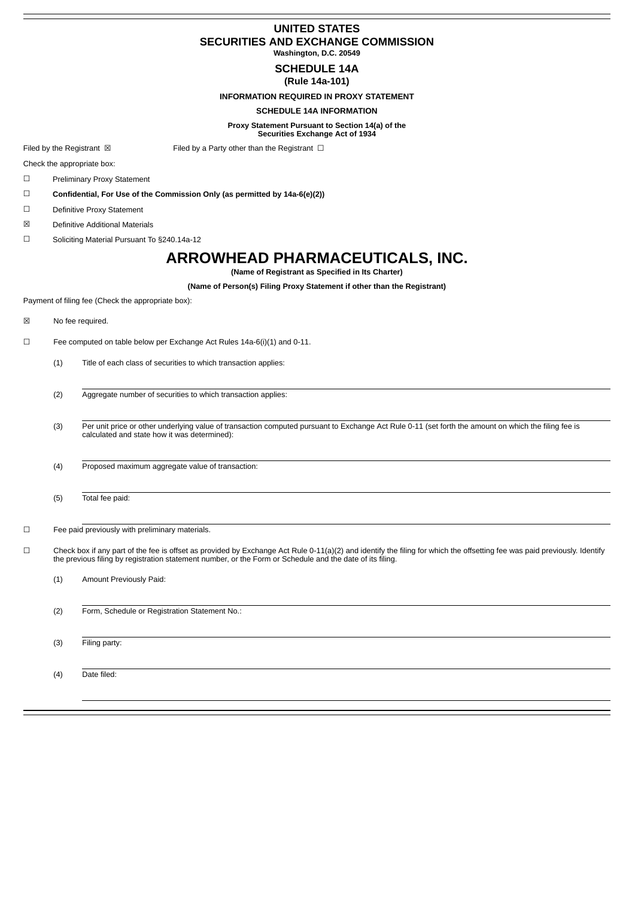# UNITED STATES
# SECURITIES AND EXCHANGE COMMISSION

**Washington, D.C. 20549**

## SCHEDULE 14A
**(Rule 14a-101)**

**INFORMATION REQUIRED IN PROXY STATEMENT**

**SCHEDULE 14A INFORMATION**

**Proxy Statement Pursuant to Section 14(a) of the Securities Exchange Act of 1934**

Filed by the Registrant ☒ Filed by a Party other than the Registrant ☐

Check the appropriate box:

☐ Preliminary Proxy Statement

☐ **Confidential, For Use of the Commission Only (as permitted by 14a-6(e)(2))**

☐ Definitive Proxy Statement

☒ Definitive Additional Materials

☐ Soliciting Material Pursuant To §240.14a-12

# ARROWHEAD PHARMACEUTICALS, INC.

**(Name of Registrant as Specified in Its Charter)**

**(Name of Person(s) Filing Proxy Statement if other than the Registrant)**

Payment of filing fee (Check the appropriate box):

☒ No fee required.

☐ Fee computed on table below per Exchange Act Rules 14a-6(i)(1) and 0-11.

(1) Title of each class of securities to which transaction applies:

(2) Aggregate number of securities to which transaction applies:

(3) Per unit price or other underlying value of transaction computed pursuant to Exchange Act Rule 0-11 (set forth the amount on which the filing fee is calculated and state how it was determined):

(4) Proposed maximum aggregate value of transaction:

(5) Total fee paid:

☐ Fee paid previously with preliminary materials.

☐ Check box if any part of the fee is offset as provided by Exchange Act Rule 0-11(a)(2) and identify the filing for which the offsetting fee was paid previously. Identify the previous filing by registration statement number, or the Form or Schedule and the date of its filing.

(1) Amount Previously Paid:

(2) Form, Schedule or Registration Statement No.:

(3) Filing party:

(4) Date filed: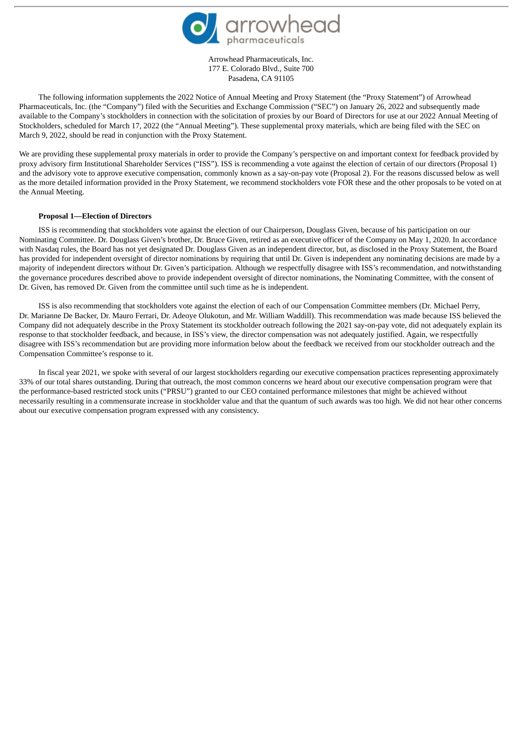Arrowhead Pharmaceuticals, Inc.
177 E. Colorado Blvd., Suite 700
Pasadena, CA 91105

The following information supplements the 2022 Notice of Annual Meeting and Proxy Statement (the "Proxy Statement") of Arrowhead Pharmaceuticals, Inc. (the "Company") filed with the Securities and Exchange Commission ("SEC") on January 26, 2022 and subsequently made available to the Company's stockholders in connection with the solicitation of proxies by our Board of Directors for use at our 2022 Annual Meeting of Stockholders, scheduled for March 17, 2022 (the "Annual Meeting"). These supplemental proxy materials, which are being filed with the SEC on March 9, 2022, should be read in conjunction with the Proxy Statement.

We are providing these supplemental proxy materials in order to provide the Company's perspective on and important context for feedback provided by proxy advisory firm Institutional Shareholder Services ("ISS"). ISS is recommending a vote against the election of certain of our directors (Proposal 1) and the advisory vote to approve executive compensation, commonly known as a say-on-pay vote (Proposal 2). For the reasons discussed below as well as the more detailed information provided in the Proxy Statement, we recommend stockholders vote FOR these and the other proposals to be voted on at the Annual Meeting.

**Proposal 1—Election of Directors**

ISS is recommending that stockholders vote against the election of our Chairperson, Douglass Given, because of his participation on our Nominating Committee. Dr. Douglass Given's brother, Dr. Bruce Given, retired as an executive officer of the Company on May 1, 2020. In accordance with Nasdaq rules, the Board has not yet designated Dr. Douglass Given as an independent director, but, as disclosed in the Proxy Statement, the Board has provided for independent oversight of director nominations by requiring that until Dr. Given is independent any nominating decisions are made by a majority of independent directors without Dr. Given's participation. Although we respectfully disagree with ISS's recommendation, and notwithstanding the governance procedures described above to provide independent oversight of director nominations, the Nominating Committee, with the consent of Dr. Given, has removed Dr. Given from the committee until such time as he is independent.

ISS is also recommending that stockholders vote against the election of each of our Compensation Committee members (Dr. Michael Perry, Dr. Marianne De Backer, Dr. Mauro Ferrari, Dr. Adeoye Olukotun, and Mr. William Waddill). This recommendation was made because ISS believed the Company did not adequately describe in the Proxy Statement its stockholder outreach following the 2021 say-on-pay vote, did not adequately explain its response to that stockholder feedback, and because, in ISS's view, the director compensation was not adequately justified. Again, we respectfully disagree with ISS's recommendation but are providing more information below about the feedback we received from our stockholder outreach and the Compensation Committee's response to it.

In fiscal year 2021, we spoke with several of our largest stockholders regarding our executive compensation practices representing approximately 33% of our total shares outstanding. During that outreach, the most common concerns we heard about our executive compensation program were that the performance-based restricted stock units ("PRSU") granted to our CEO contained performance milestones that might be achieved without necessarily resulting in a commensurate increase in stockholder value and that the quantum of such awards was too high. We did not hear other concerns about our executive compensation program expressed with any consistency.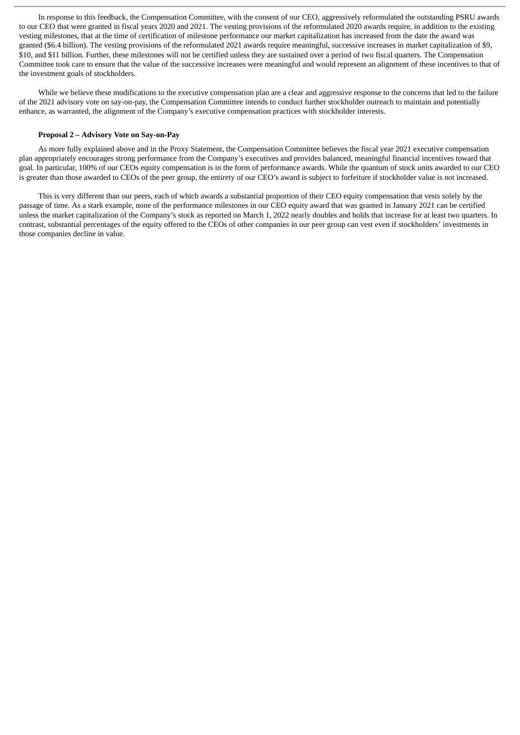In response to this feedback, the Compensation Committee, with the consent of our CEO, aggressively reformulated the outstanding PSRU awards to our CEO that were granted in fiscal years 2020 and 2021. The vesting provisions of the reformulated 2020 awards require, in addition to the existing vesting milestones, that at the time of certification of milestone performance our market capitalization has increased from the date the award was granted ($6.4 billion). The vesting provisions of the reformulated 2021 awards require meaningful, successive increases in market capitalization of $9, $10, and $11 billion. Further, these milestones will not be certified unless they are sustained over a period of two fiscal quarters. The Compensation Committee took care to ensure that the value of the successive increases were meaningful and would represent an alignment of these incentives to that of the investment goals of stockholders.

While we believe these modifications to the executive compensation plan are a clear and aggressive response to the concerns that led to the failure of the 2021 advisory vote on say-on-pay, the Compensation Committee intends to conduct further stockholder outreach to maintain and potentially enhance, as warranted, the alignment of the Company's executive compensation practices with stockholder interests.

**Proposal 2 – Advisory Vote on Say-on-Pay**

As more fully explained above and in the Proxy Statement, the Compensation Committee believes the fiscal year 2021 executive compensation plan appropriately encourages strong performance from the Company's executives and provides balanced, meaningful financial incentives toward that goal. In particular, 100% of our CEOs equity compensation is in the form of performance awards. While the quantum of stock units awarded to our CEO is greater than those awarded to CEOs of the peer group, the entirety of our CEO's award is subject to forfeiture if stockholder value is not increased.

This is very different than our peers, each of which awards a substantial proportion of their CEO equity compensation that vests solely by the passage of time. As a stark example, none of the performance milestones in our CEO equity award that was granted in January 2021 can be certified unless the market capitalization of the Company's stock as reported on March 1, 2022 nearly doubles and holds that increase for at least two quarters. In contrast, substantial percentages of the equity offered to the CEOs of other companies in our peer group can vest even if stockholders' investments in those companies decline in value.